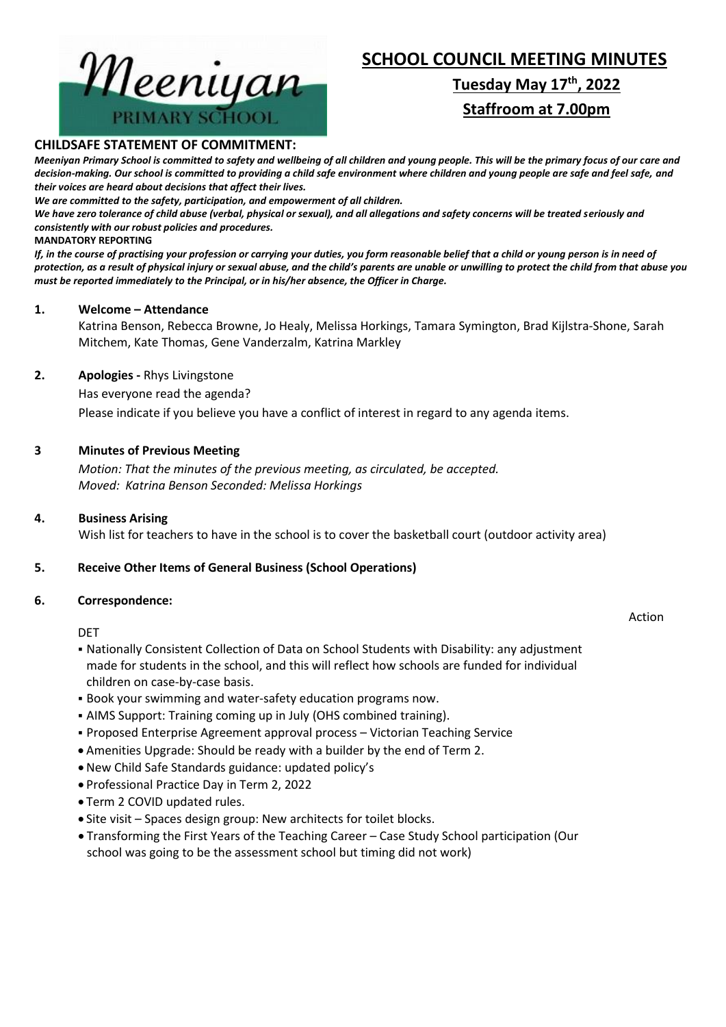# SCHOOL COUNCIL MEETING MINUTES

## Tuesday May 17th, 2022

## Staffroom at 7.00pm

**CHILDSAFE STATEMENT OF COMMITMENT:**

***Meeniyan Primary School is committed to safety and wellbeing of all children and young people. This will be the primary focus of our care and decision-making. Our school is committed to providing a child safe environment where children and young people are safe and feel safe, and their voices are heard about decisions that affect their lives.***

***We are committed to the safety, participation, and empowerment of all children.***

***We have zero tolerance of child abuse (verbal, physical or sexual), and all allegations and safety concerns will be treated seriously and consistently with our robust policies and procedures.***

**MANDATORY REPORTING**

***If, in the course of practising your profession or carrying your duties, you form reasonable belief that a child or young person is in need of protection, as a result of physical injury or sexual abuse, and the child's parents are unable or unwilling to protect the child from that abuse you must be reported immediately to the Principal, or in his/her absence, the Officer in Charge.***

**1. Welcome – Attendance**

Katrina Benson, Rebecca Browne, Jo Healy, Melissa Horkings, Tamara Symington, Brad Kijlstra-Shone, Sarah Mitchem, Kate Thomas, Gene Vanderzalm, Katrina Markley

**2. Apologies -** Rhys Livingstone

Has everyone read the agenda?

Please indicate if you believe you have a conflict of interest in regard to any agenda items.

**3 Minutes of Previous Meeting**

*Motion: That the minutes of the previous meeting, as circulated, be accepted.*
*Moved: Katrina Benson Seconded: Melissa Horkings*

**4. Business Arising**

Wish list for teachers to have in the school is to cover the basketball court (outdoor activity area)

**5. Receive Other Items of General Business (School Operations)**

**6. Correspondence:**

Action

DET

- Nationally Consistent Collection of Data on School Students with Disability: any adjustment made for students in the school, and this will reflect how schools are funded for individual children on case-by-case basis.
- Book your swimming and water-safety education programs now.
- AIMS Support: Training coming up in July (OHS combined training).
- Proposed Enterprise Agreement approval process – Victorian Teaching Service
- Amenities Upgrade: Should be ready with a builder by the end of Term 2.
- New Child Safe Standards guidance: updated policy's
- Professional Practice Day in Term 2, 2022
- Term 2 COVID updated rules.
- Site visit – Spaces design group: New architects for toilet blocks.
- Transforming the First Years of the Teaching Career – Case Study School participation (Our school was going to be the assessment school but timing did not work)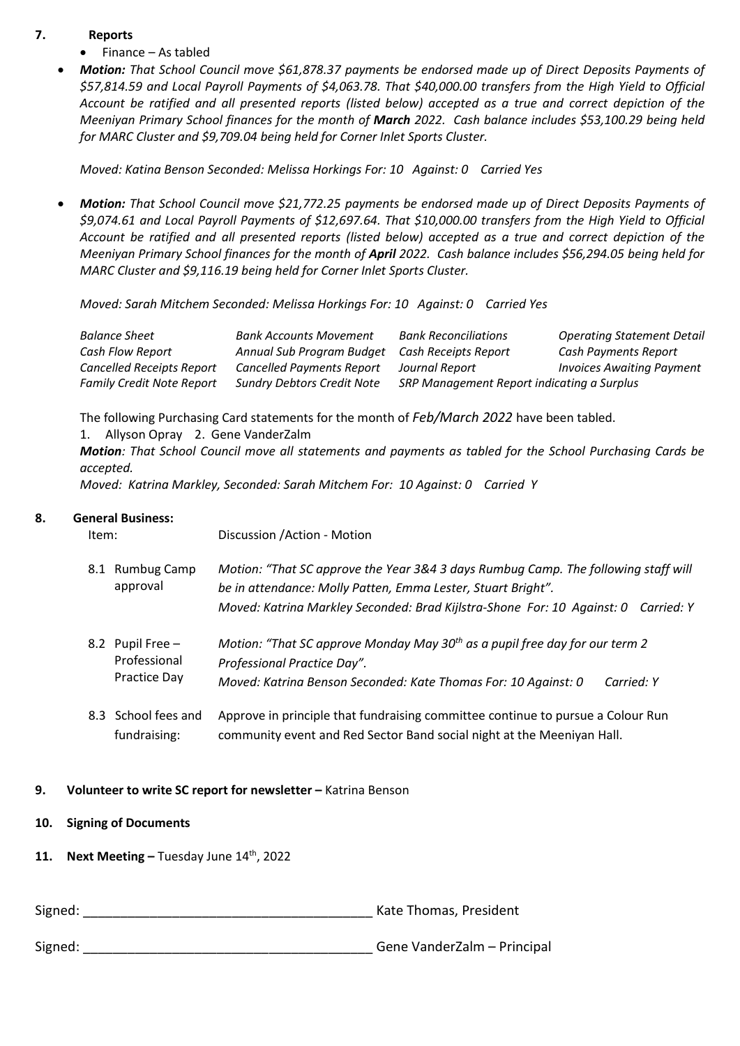## 7. Reports

- Finance – As tabled
- ***Motion:*** *That School Council move $61,878.37 payments be endorsed made up of Direct Deposits Payments of $57,814.59 and Local Payroll Payments of $4,063.78. That $40,000.00 transfers from the High Yield to Official Account be ratified and all presented reports (listed below) accepted as a true and correct depiction of the Meeniyan Primary School finances for the month of **March** 2022. Cash balance includes $53,100.29 being held for MARC Cluster and $9,709.04 being held for Corner Inlet Sports Cluster.*

  *Moved: Katina Benson Seconded: Melissa Horkings For: 10 Against: 0 Carried Yes*

- ***Motion:*** *That School Council move $21,772.25 payments be endorsed made up of Direct Deposits Payments of $9,074.61 and Local Payroll Payments of $12,697.64. That $10,000.00 transfers from the High Yield to Official Account be ratified and all presented reports (listed below) accepted as a true and correct depiction of the Meeniyan Primary School finances for the month of **April** 2022. Cash balance includes $56,294.05 being held for MARC Cluster and $9,116.19 being held for Corner Inlet Sports Cluster.*

  *Moved: Sarah Mitchem Seconded: Melissa Horkings For: 10 Against: 0 Carried Yes*

| | | | |
|---|---|---|---|
| *Balance Sheet* | *Bank Accounts Movement* | *Bank Reconciliations* | *Operating Statement Detail* |
| *Cash Flow Report* | *Annual Sub Program Budget* | *Cash Receipts Report* | *Cash Payments Report* |
| *Cancelled Receipts Report* | *Cancelled Payments Report* | *Journal Report* | *Invoices Awaiting Payment* |
| *Family Credit Note Report* | *Sundry Debtors Credit Note* | *SRP Management Report indicating a Surplus* | |

The following Purchasing Card statements for the month of *Feb/March 2022* have been tabled.

1. Allyson Opray 2. Gene VanderZalm

***Motion****: That School Council move all statements and payments as tabled for the School Purchasing Cards be accepted.*

*Moved: Katrina Markley, Seconded: Sarah Mitchem For: 10 Against: 0 Carried Y*

## 8. General Business:

| Item: | Discussion /Action - Motion |
|---|---|
| 8.1 Rumbug Camp approval | *Motion: "That SC approve the Year 3&4 3 days Rumbug Camp. The following staff will be in attendance: Molly Patten, Emma Lester, Stuart Bright". Moved: Katrina Markley Seconded: Brad Kijlstra-Shone For: 10 Against: 0 Carried: Y* |
| 8.2 Pupil Free – Professional Practice Day | *Motion: "That SC approve Monday May 30th as a pupil free day for our term 2 Professional Practice Day". Moved: Katrina Benson Seconded: Kate Thomas For: 10 Against: 0 Carried: Y* |
| 8.3 School fees and fundraising: | Approve in principle that fundraising committee continue to pursue a Colour Run community event and Red Sector Band social night at the Meeniyan Hall. |

## 9. Volunteer to write SC report for newsletter – Katrina Benson

## 10. Signing of Documents

## 11. Next Meeting – Tuesday June 14th, 2022

Signed: ______________________________________ Kate Thomas, President

Signed: ______________________________________ Gene VanderZalm – Principal